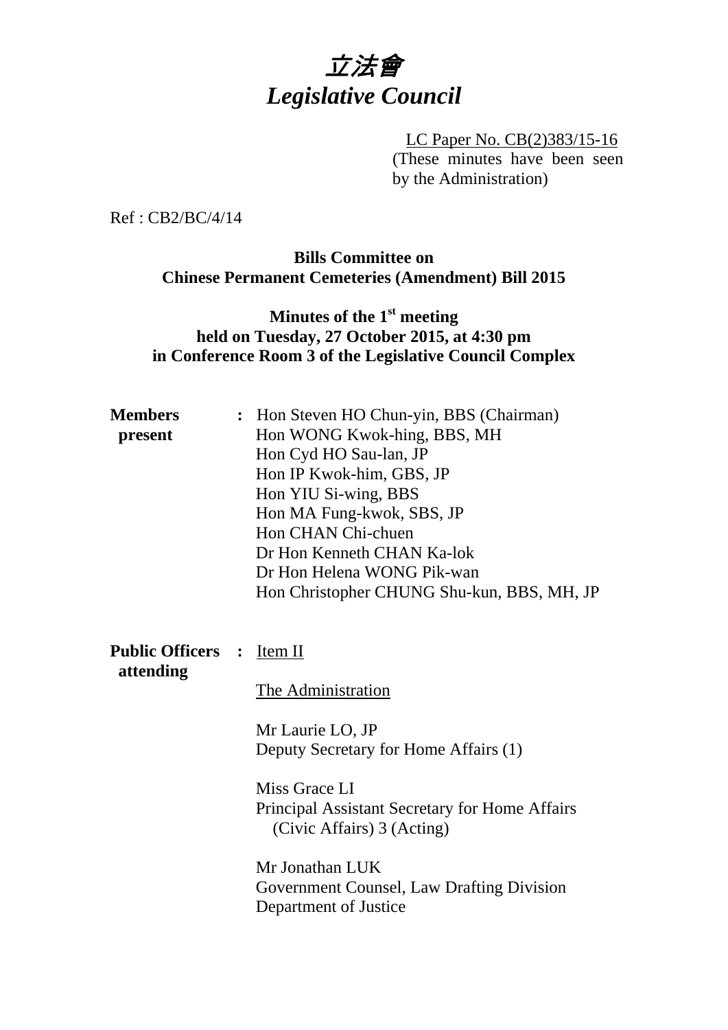# *立法會*
# *Legislative Council*

LC Paper No. CB(2)383/15-16
(These minutes have been seen by the Administration)

Ref : CB2/BC/4/14

**Bills Committee on**
**Chinese Permanent Cemeteries (Amendment) Bill 2015**

**Minutes of the 1st meeting**
**held on Tuesday, 27 October 2015, at 4:30 pm**
**in Conference Room 3 of the Legislative Council Complex**

**Members present** : Hon Steven HO Chun-yin, BBS (Chairman)
Hon WONG Kwok-hing, BBS, MH
Hon Cyd HO Sau-lan, JP
Hon IP Kwok-him, GBS, JP
Hon YIU Si-wing, BBS
Hon MA Fung-kwok, SBS, JP
Hon CHAN Chi-chuen
Dr Hon Kenneth CHAN Ka-lok
Dr Hon Helena WONG Pik-wan
Hon Christopher CHUNG Shu-kun, BBS, MH, JP

**Public Officers attending** : Item II

The Administration

Mr Laurie LO, JP
Deputy Secretary for Home Affairs (1)

Miss Grace LI
Principal Assistant Secretary for Home Affairs (Civic Affairs) 3 (Acting)

Mr Jonathan LUK
Government Counsel, Law Drafting Division
Department of Justice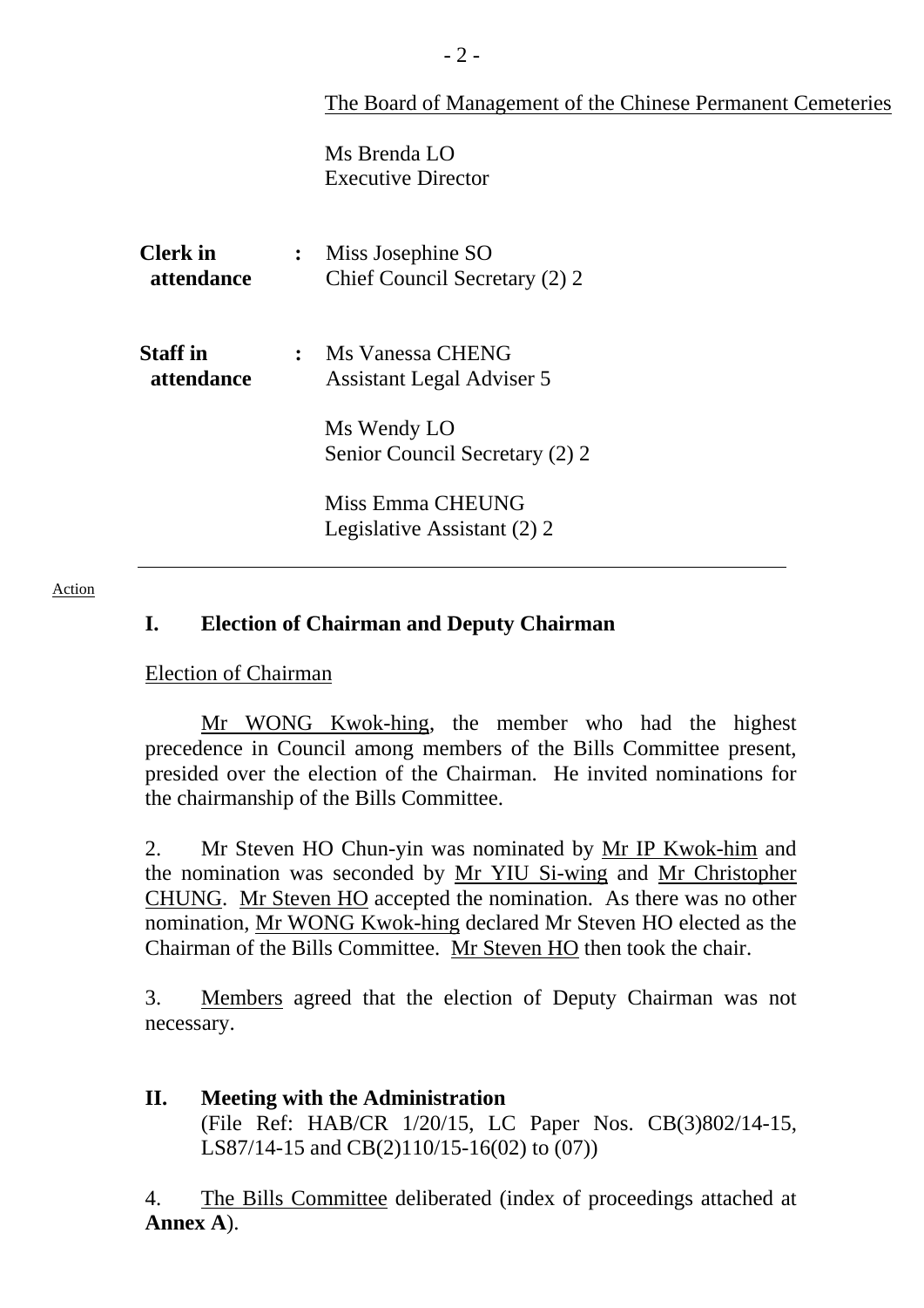The Board of Management of the Chinese Permanent Cemeteries

Ms Brenda LO
Executive Director

| | | |
|---|---|---|
| **Clerk in attendance** | : | Miss Josephine SO<br>Chief Council Secretary (2) 2 |
| **Staff in attendance** | : | Ms Vanessa CHENG<br>Assistant Legal Adviser 5<br><br>Ms Wendy LO<br>Senior Council Secretary (2) 2<br><br>Miss Emma CHEUNG<br>Legislative Assistant (2) 2 |

---

Action

## I. Election of Chairman and Deputy Chairman

Election of Chairman

Mr WONG Kwok-hing, the member who had the highest precedence in Council among members of the Bills Committee present, presided over the election of the Chairman. He invited nominations for the chairmanship of the Bills Committee.

2. Mr Steven HO Chun-yin was nominated by Mr IP Kwok-him and the nomination was seconded by Mr YIU Si-wing and Mr Christopher CHUNG. Mr Steven HO accepted the nomination. As there was no other nomination, Mr WONG Kwok-hing declared Mr Steven HO elected as the Chairman of the Bills Committee. Mr Steven HO then took the chair.

3. Members agreed that the election of Deputy Chairman was not necessary.

## II. Meeting with the Administration

(File Ref: HAB/CR 1/20/15, LC Paper Nos. CB(3)802/14-15, LS87/14-15 and CB(2)110/15-16(02) to (07))

4. The Bills Committee deliberated (index of proceedings attached at **Annex A**).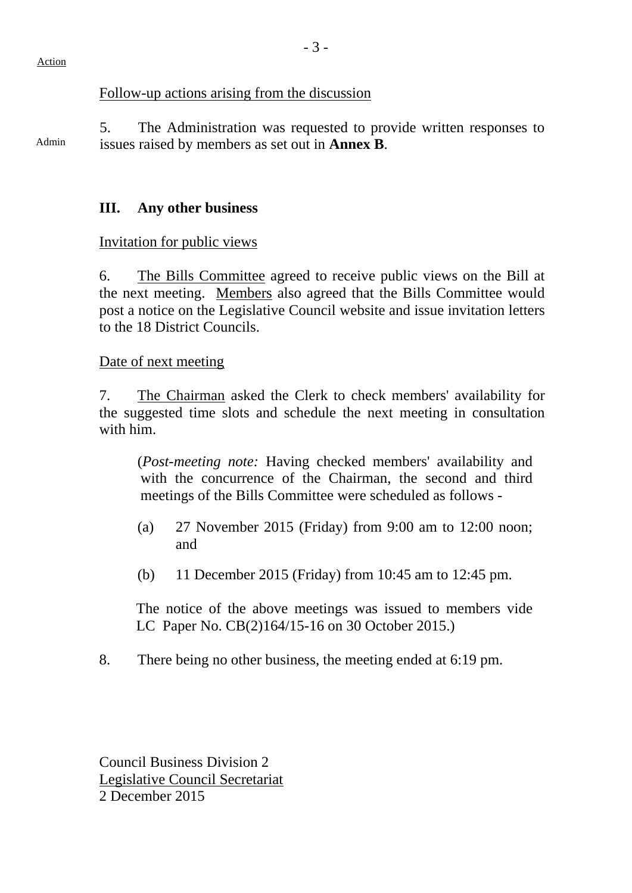Action

Follow-up actions arising from the discussion

Admin

5. The Administration was requested to provide written responses to issues raised by members as set out in **Annex B**.

**III. Any other business**

Invitation for public views

6. The Bills Committee agreed to receive public views on the Bill at the next meeting. Members also agreed that the Bills Committee would post a notice on the Legislative Council website and issue invitation letters to the 18 District Councils.

Date of next meeting

7. The Chairman asked the Clerk to check members' availability for the suggested time slots and schedule the next meeting in consultation with him.

(*Post-meeting note:* Having checked members' availability and with the concurrence of the Chairman, the second and third meetings of the Bills Committee were scheduled as follows -

(a) 27 November 2015 (Friday) from 9:00 am to 12:00 noon; and

(b) 11 December 2015 (Friday) from 10:45 am to 12:45 pm.

The notice of the above meetings was issued to members vide LC Paper No. CB(2)164/15-16 on 30 October 2015.)

8. There being no other business, the meeting ended at 6:19 pm.

Council Business Division 2
Legislative Council Secretariat
2 December 2015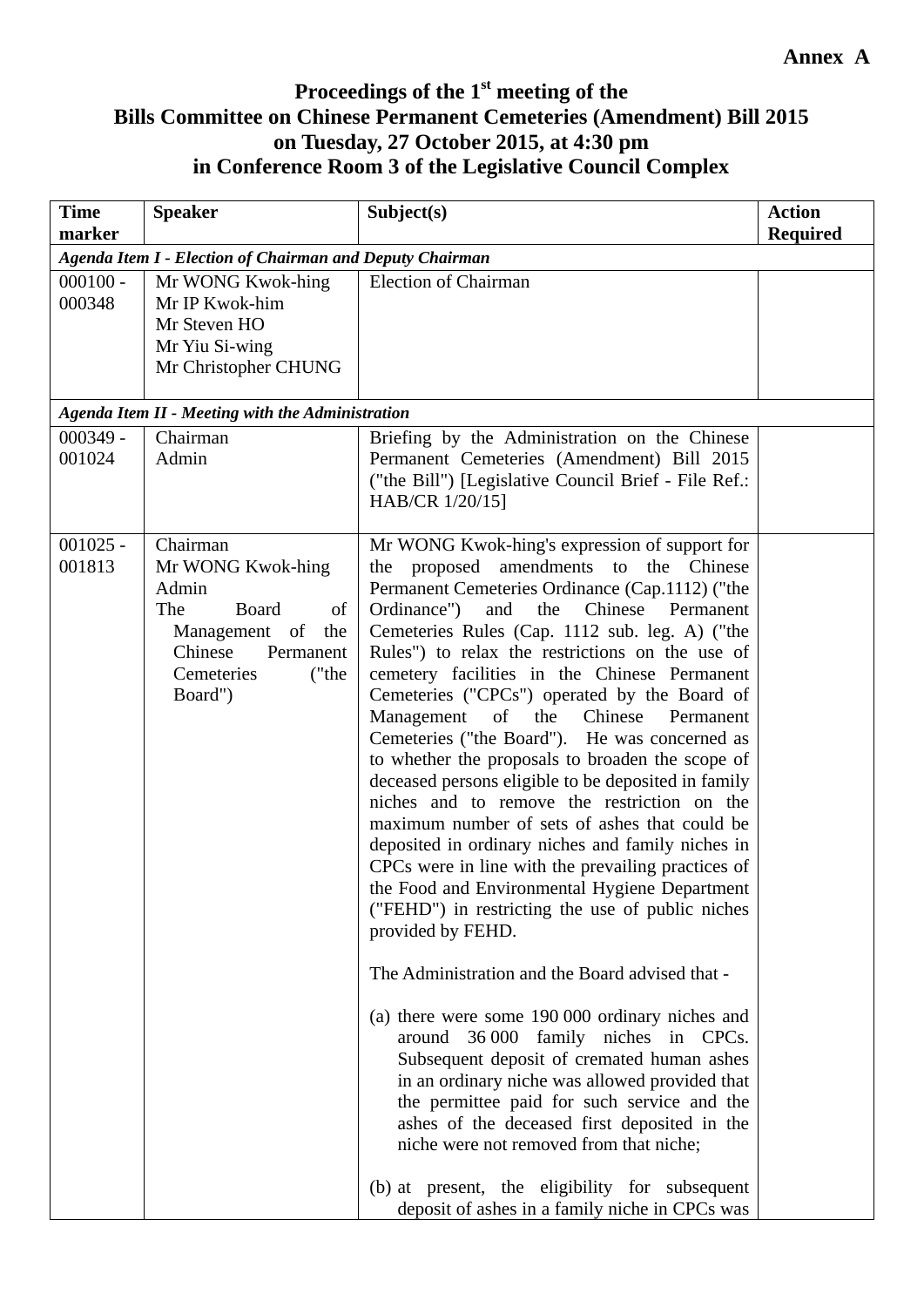**Annex A**

# Proceedings of the 1st meeting of the Bills Committee on Chinese Permanent Cemeteries (Amendment) Bill 2015 on Tuesday, 27 October 2015, at 4:30 pm in Conference Room 3 of the Legislative Council Complex

| Time marker | Speaker | Subject(s) | Action Required |
|---|---|---|---|
| ***Agenda Item I - Election of Chairman and Deputy Chairman*** | | | |
| 000100 - 000348 | Mr WONG Kwok-hing<br>Mr IP Kwok-him<br>Mr Steven HO<br>Mr Yiu Si-wing<br>Mr Christopher CHUNG | Election of Chairman | |
| ***Agenda Item II - Meeting with the Administration*** | | | |
| 000349 - 001024 | Chairman<br>Admin | Briefing by the Administration on the Chinese Permanent Cemeteries (Amendment) Bill 2015 ("the Bill") [Legislative Council Brief - File Ref.: HAB/CR 1/20/15] | |
| 001025 - 001813 | Chairman<br>Mr WONG Kwok-hing<br>Admin<br>The Board of Management of the Chinese Permanent Cemeteries ("the Board") | Mr WONG Kwok-hing's expression of support for the proposed amendments to the Chinese Permanent Cemeteries Ordinance (Cap.1112) ("the Ordinance") and the Chinese Permanent Cemeteries Rules (Cap. 1112 sub. leg. A) ("the Rules") to relax the restrictions on the use of cemetery facilities in the Chinese Permanent Cemeteries ("CPCs") operated by the Board of Management of the Chinese Permanent Cemeteries ("the Board"). He was concerned as to whether the proposals to broaden the scope of deceased persons eligible to be deposited in family niches and to remove the restriction on the maximum number of sets of ashes that could be deposited in ordinary niches and family niches in CPCs were in line with the prevailing practices of the Food and Environmental Hygiene Department ("FEHD") in restricting the use of public niches provided by FEHD.<br><br>The Administration and the Board advised that -<br><br>(a) there were some 190 000 ordinary niches and around 36 000 family niches in CPCs. Subsequent deposit of cremated human ashes in an ordinary niche was allowed provided that the permittee paid for such service and the ashes of the deceased first deposited in the niche were not removed from that niche;<br><br>(b) at present, the eligibility for subsequent deposit of ashes in a family niche in CPCs was | |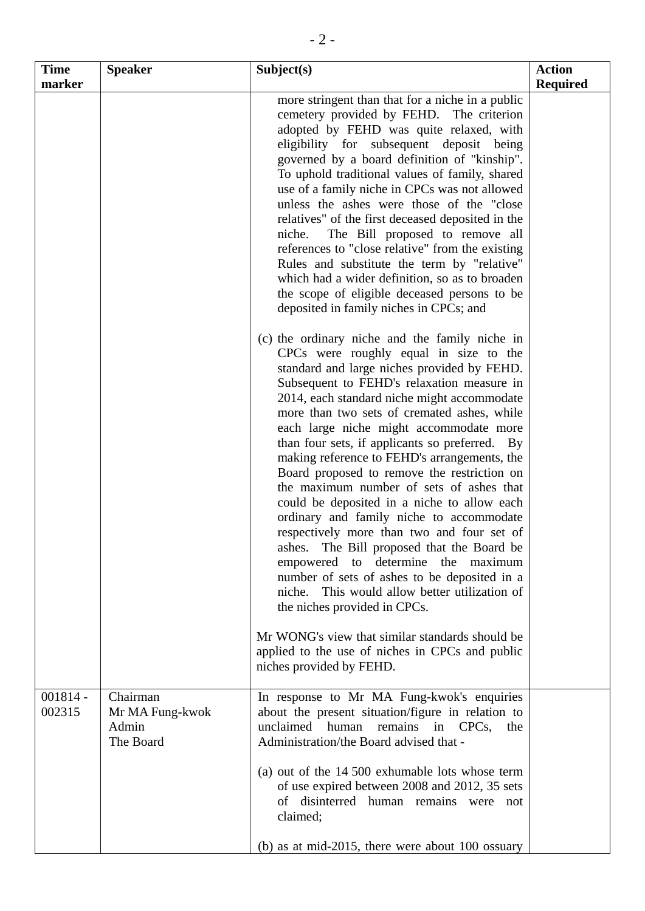| Time marker | Speaker | Subject(s) | Action Required |
|---|---|---|---|
| | | more stringent than that for a niche in a public cemetery provided by FEHD. The criterion adopted by FEHD was quite relaxed, with eligibility for subsequent deposit being governed by a board definition of "kinship". To uphold traditional values of family, shared use of a family niche in CPCs was not allowed unless the ashes were those of the "close relatives" of the first deceased deposited in the niche. The Bill proposed to remove all references to "close relative" from the existing Rules and substitute the term by "relative" which had a wider definition, so as to broaden the scope of eligible deceased persons to be deposited in family niches in CPCs; and<br><br>(c) the ordinary niche and the family niche in CPCs were roughly equal in size to the standard and large niches provided by FEHD. Subsequent to FEHD's relaxation measure in 2014, each standard niche might accommodate more than two sets of cremated ashes, while each large niche might accommodate more than four sets, if applicants so preferred. By making reference to FEHD's arrangements, the Board proposed to remove the restriction on the maximum number of sets of ashes that could be deposited in a niche to allow each ordinary and family niche to accommodate respectively more than two and four set of ashes. The Bill proposed that the Board be empowered to determine the maximum number of sets of ashes to be deposited in a niche. This would allow better utilization of the niches provided in CPCs.<br><br>Mr WONG's view that similar standards should be applied to the use of niches in CPCs and public niches provided by FEHD. | |
| 001814 - 002315 | Chairman<br>Mr MA Fung-kwok<br>Admin<br>The Board | In response to Mr MA Fung-kwok's enquiries about the present situation/figure in relation to unclaimed human remains in CPCs, the Administration/the Board advised that -<br><br>(a) out of the 14 500 exhumable lots whose term of use expired between 2008 and 2012, 35 sets of disinterred human remains were not claimed;<br><br>(b) as at mid-2015, there were about 100 ossuary | |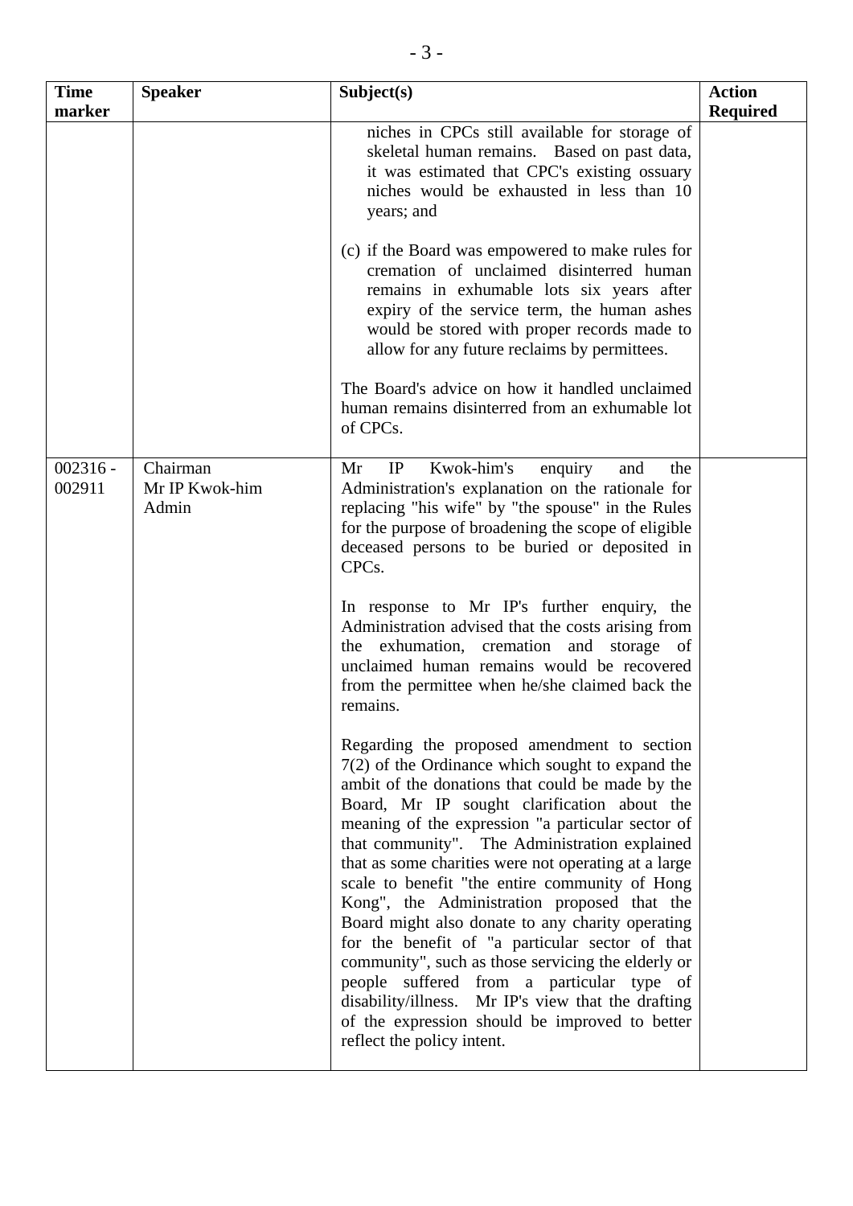| Time marker | Speaker | Subject(s) | Action Required |
|---|---|---|---|
| | | niches in CPCs still available for storage of skeletal human remains. Based on past data, it was estimated that CPC's existing ossuary niches would be exhausted in less than 10 years; and<br><br>(c) if the Board was empowered to make rules for cremation of unclaimed disinterred human remains in exhumable lots six years after expiry of the service term, the human ashes would be stored with proper records made to allow for any future reclaims by permittees.<br><br>The Board's advice on how it handled unclaimed human remains disinterred from an exhumable lot of CPCs. | |
| 002316 - 002911 | Chairman<br>Mr IP Kwok-him<br>Admin | Mr IP Kwok-him's enquiry and the Administration's explanation on the rationale for replacing "his wife" by "the spouse" in the Rules for the purpose of broadening the scope of eligible deceased persons to be buried or deposited in CPCs.<br><br>In response to Mr IP's further enquiry, the Administration advised that the costs arising from the exhumation, cremation and storage of unclaimed human remains would be recovered from the permittee when he/she claimed back the remains.<br><br>Regarding the proposed amendment to section 7(2) of the Ordinance which sought to expand the ambit of the donations that could be made by the Board, Mr IP sought clarification about the meaning of the expression "a particular sector of that community". The Administration explained that as some charities were not operating at a large scale to benefit "the entire community of Hong Kong", the Administration proposed that the Board might also donate to any charity operating for the benefit of "a particular sector of that community", such as those servicing the elderly or people suffered from a particular type of disability/illness. Mr IP's view that the drafting of the expression should be improved to better reflect the policy intent. | |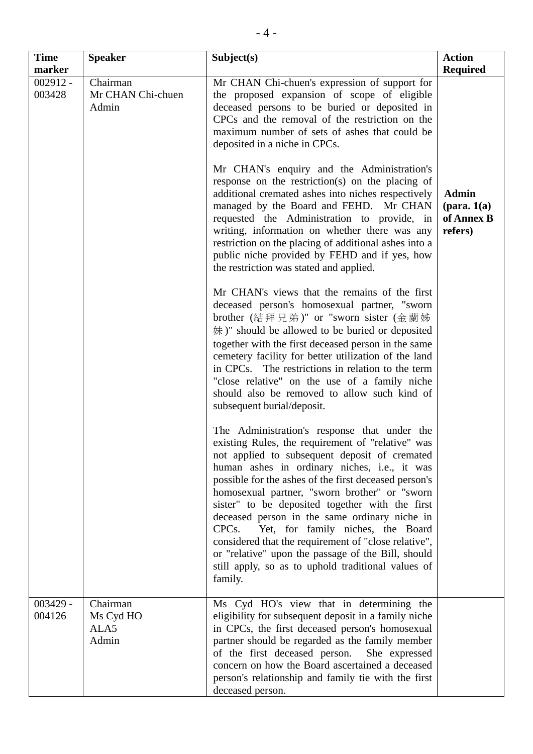| Time marker | Speaker | Subject(s) | Action Required |
|---|---|---|---|
| 002912 - 003428 | Chairman<br>Mr CHAN Chi-chuen<br>Admin | Mr CHAN Chi-chuen's expression of support for the proposed expansion of scope of eligible deceased persons to be buried or deposited in CPCs and the removal of the restriction on the maximum number of sets of ashes that could be deposited in a niche in CPCs.<br><br>Mr CHAN's enquiry and the Administration's response on the restriction(s) on the placing of additional cremated ashes into niches respectively managed by the Board and FEHD. Mr CHAN requested the Administration to provide, in writing, information on whether there was any restriction on the placing of additional ashes into a public niche provided by FEHD and if yes, how the restriction was stated and applied.<br><br>Mr CHAN's views that the remains of the first deceased person's homosexual partner, "sworn brother (結拜兄弟)" or "sworn sister (金蘭姊妹)" should be allowed to be buried or deposited together with the first deceased person in the same cemetery facility for better utilization of the land in CPCs. The restrictions in relation to the term "close relative" on the use of a family niche should also be removed to allow such kind of subsequent burial/deposit.<br><br>The Administration's response that under the existing Rules, the requirement of "relative" was not applied to subsequent deposit of cremated human ashes in ordinary niches, i.e., it was possible for the ashes of the first deceased person's homosexual partner, "sworn brother" or "sworn sister" to be deposited together with the first deceased person in the same ordinary niche in CPCs. Yet, for family niches, the Board considered that the requirement of "close relative", or "relative" upon the passage of the Bill, should still apply, so as to uphold traditional values of family. | **Admin (para. 1(a) of Annex B refers)** |
| 003429 - 004126 | Chairman<br>Ms Cyd HO<br>ALA5<br>Admin | Ms Cyd HO's view that in determining the eligibility for subsequent deposit in a family niche in CPCs, the first deceased person's homosexual partner should be regarded as the family member of the first deceased person. She expressed concern on how the Board ascertained a deceased person's relationship and family tie with the first deceased person. | |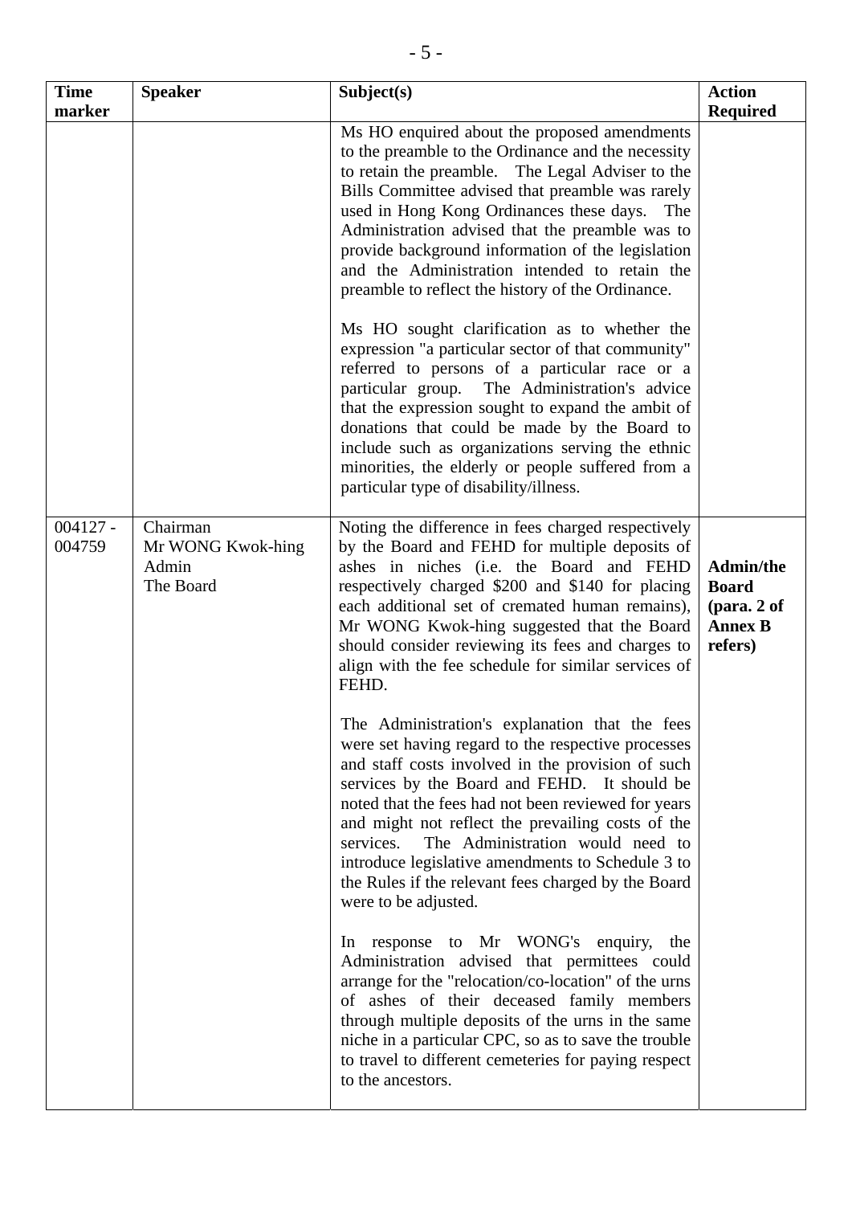| Time marker | Speaker | Subject(s) | Action Required |
|---|---|---|---|
| | | Ms HO enquired about the proposed amendments to the preamble to the Ordinance and the necessity to retain the preamble. The Legal Adviser to the Bills Committee advised that preamble was rarely used in Hong Kong Ordinances these days. The Administration advised that the preamble was to provide background information of the legislation and the Administration intended to retain the preamble to reflect the history of the Ordinance.<br><br>Ms HO sought clarification as to whether the expression "a particular sector of that community" referred to persons of a particular race or a particular group. The Administration's advice that the expression sought to expand the ambit of donations that could be made by the Board to include such as organizations serving the ethnic minorities, the elderly or people suffered from a particular type of disability/illness. | |
| 004127 - 004759 | Chairman<br>Mr WONG Kwok-hing<br>Admin<br>The Board | Noting the difference in fees charged respectively by the Board and FEHD for multiple deposits of ashes in niches (i.e. the Board and FEHD respectively charged $200 and $140 for placing each additional set of cremated human remains), Mr WONG Kwok-hing suggested that the Board should consider reviewing its fees and charges to align with the fee schedule for similar services of FEHD.<br><br>The Administration's explanation that the fees were set having regard to the respective processes and staff costs involved in the provision of such services by the Board and FEHD. It should be noted that the fees had not been reviewed for years and might not reflect the prevailing costs of the services. The Administration would need to introduce legislative amendments to Schedule 3 to the Rules if the relevant fees charged by the Board were to be adjusted.<br><br>In response to Mr WONG's enquiry, the Administration advised that permittees could arrange for the "relocation/co-location" of the urns of ashes of their deceased family members through multiple deposits of the urns in the same niche in a particular CPC, so as to save the trouble to travel to different cemeteries for paying respect to the ancestors. | **Admin/the Board (para. 2 of Annex B refers)** |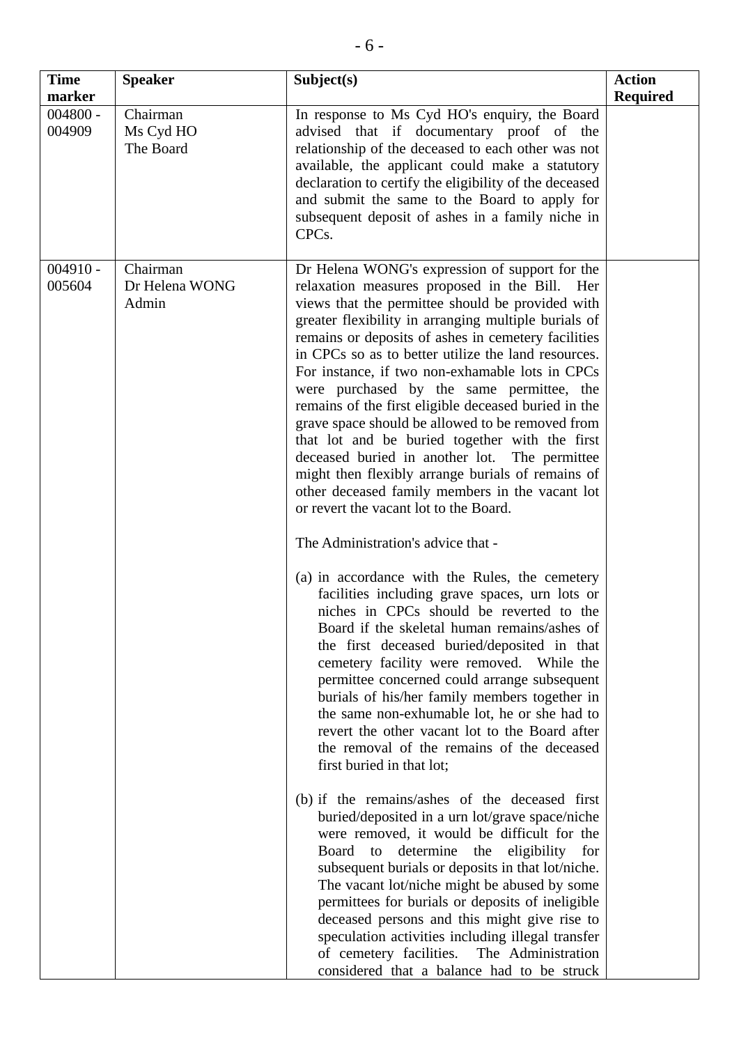| Time marker | Speaker | Subject(s) | Action Required |
|---|---|---|---|
| 004800 - 004909 | Chairman<br>Ms Cyd HO<br>The Board | In response to Ms Cyd HO's enquiry, the Board advised that if documentary proof of the relationship of the deceased to each other was not available, the applicant could make a statutory declaration to certify the eligibility of the deceased and submit the same to the Board to apply for subsequent deposit of ashes in a family niche in CPCs. | |
| 004910 - 005604 | Chairman<br>Dr Helena WONG<br>Admin | Dr Helena WONG's expression of support for the relaxation measures proposed in the Bill. Her views that the permittee should be provided with greater flexibility in arranging multiple burials of remains or deposits of ashes in cemetery facilities in CPCs so as to better utilize the land resources. For instance, if two non-exhamable lots in CPCs were purchased by the same permittee, the remains of the first eligible deceased buried in the grave space should be allowed to be removed from that lot and be buried together with the first deceased buried in another lot. The permittee might then flexibly arrange burials of remains of other deceased family members in the vacant lot or revert the vacant lot to the Board.<br><br>The Administration's advice that -<br><br>(a) in accordance with the Rules, the cemetery facilities including grave spaces, urn lots or niches in CPCs should be reverted to the Board if the skeletal human remains/ashes of the first deceased buried/deposited in that cemetery facility were removed. While the permittee concerned could arrange subsequent burials of his/her family members together in the same non-exhumable lot, he or she had to revert the other vacant lot to the Board after the removal of the remains of the deceased first buried in that lot;<br><br>(b) if the remains/ashes of the deceased first buried/deposited in a urn lot/grave space/niche were removed, it would be difficult for the Board to determine the eligibility for subsequent burials or deposits in that lot/niche. The vacant lot/niche might be abused by some permittees for burials or deposits of ineligible deceased persons and this might give rise to speculation activities including illegal transfer of cemetery facilities. The Administration considered that a balance had to be struck | |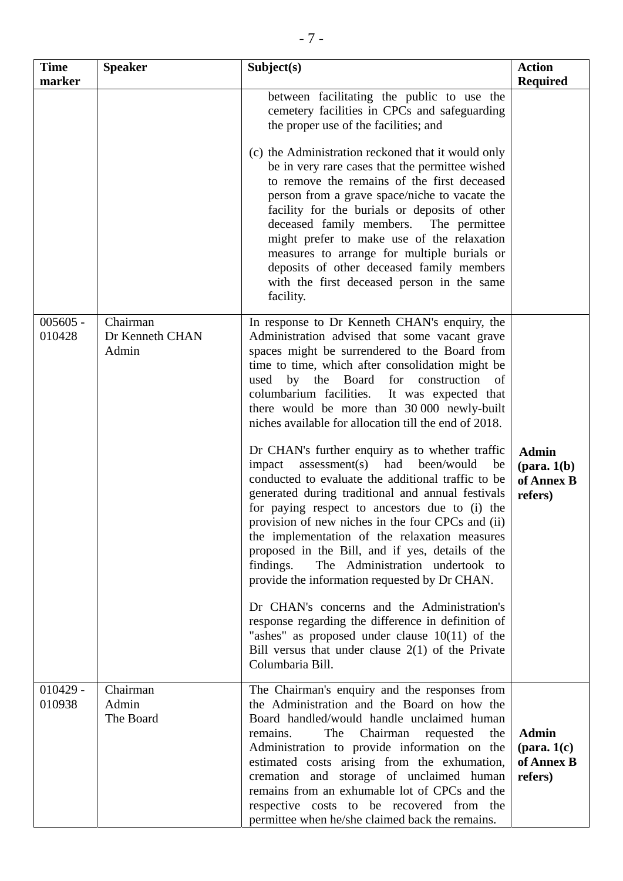| Time marker | Speaker | Subject(s) | Action Required |
|---|---|---|---|
| | | between facilitating the public to use the cemetery facilities in CPCs and safeguarding the proper use of the facilities; and<br><br>(c) the Administration reckoned that it would only be in very rare cases that the permittee wished to remove the remains of the first deceased person from a grave space/niche to vacate the facility for the burials or deposits of other deceased family members. The permittee might prefer to make use of the relaxation measures to arrange for multiple burials or deposits of other deceased family members with the first deceased person in the same facility. | |
| 005605 - 010428 | Chairman<br>Dr Kenneth CHAN<br>Admin | In response to Dr Kenneth CHAN's enquiry, the Administration advised that some vacant grave spaces might be surrendered to the Board from time to time, which after consolidation might be used by the Board for construction of columbarium facilities. It was expected that there would be more than 30 000 newly-built niches available for allocation till the end of 2018.<br><br>Dr CHAN's further enquiry as to whether traffic impact assessment(s) had been/would be conducted to evaluate the additional traffic to be generated during traditional and annual festivals for paying respect to ancestors due to (i) the provision of new niches in the four CPCs and (ii) the implementation of the relaxation measures proposed in the Bill, and if yes, details of the findings. The Administration undertook to provide the information requested by Dr CHAN.<br><br>Dr CHAN's concerns and the Administration's response regarding the difference in definition of "ashes" as proposed under clause 10(11) of the Bill versus that under clause 2(1) of the Private Columbaria Bill. | **Admin (para. 1(b) of Annex B refers)** |
| 010429 - 010938 | Chairman<br>Admin<br>The Board | The Chairman's enquiry and the responses from the Administration and the Board on how the Board handled/would handle unclaimed human remains. The Chairman requested the Administration to provide information on the estimated costs arising from the exhumation, cremation and storage of unclaimed human remains from an exhumable lot of CPCs and the respective costs to be recovered from the permittee when he/she claimed back the remains. | **Admin (para. 1(c) of Annex B refers)** |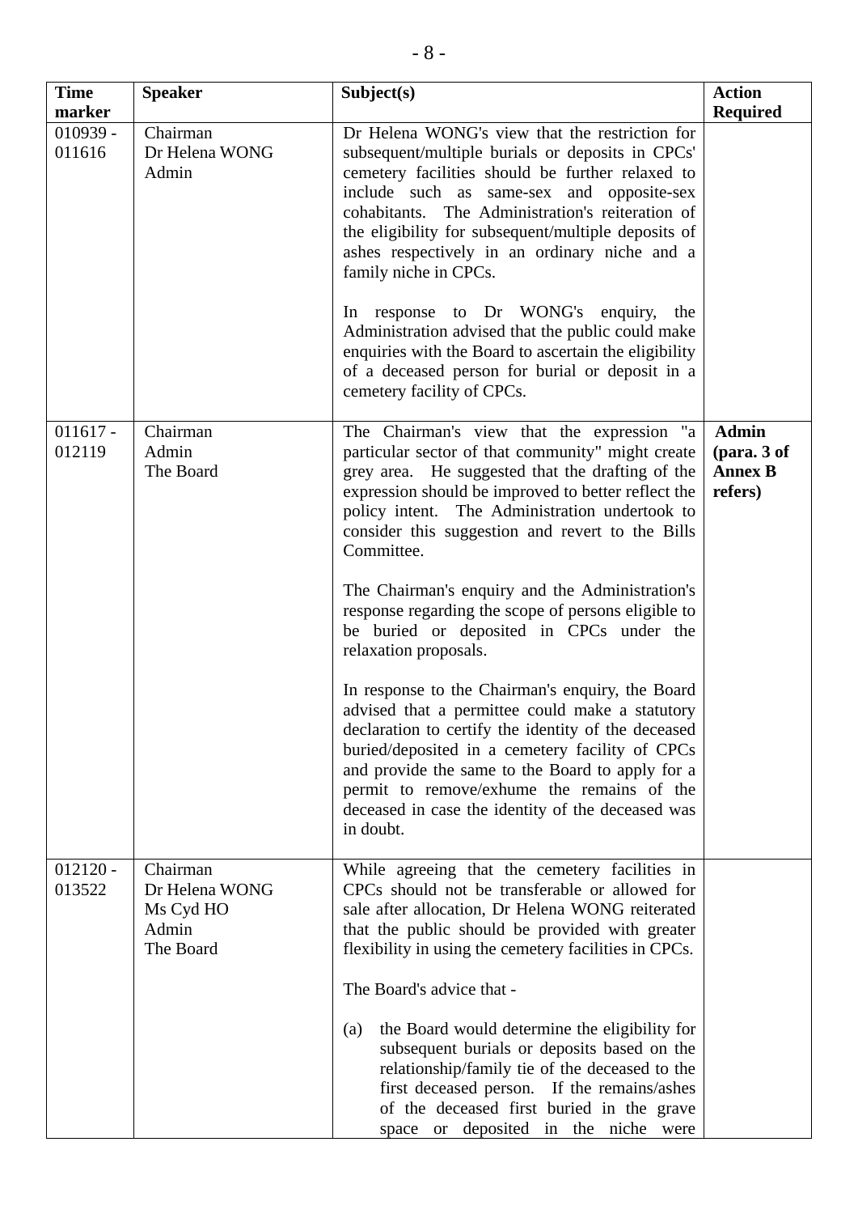| Time marker | Speaker | Subject(s) | Action Required |
|---|---|---|---|
| 010939 - 011616 | Chairman<br>Dr Helena WONG<br>Admin | Dr Helena WONG's view that the restriction for subsequent/multiple burials or deposits in CPCs' cemetery facilities should be further relaxed to include such as same-sex and opposite-sex cohabitants. The Administration's reiteration of the eligibility for subsequent/multiple deposits of ashes respectively in an ordinary niche and a family niche in CPCs.<br><br>In response to Dr WONG's enquiry, the Administration advised that the public could make enquiries with the Board to ascertain the eligibility of a deceased person for burial or deposit in a cemetery facility of CPCs. | |
| 011617 - 012119 | Chairman<br>Admin<br>The Board | The Chairman's view that the expression "a particular sector of that community" might create grey area. He suggested that the drafting of the expression should be improved to better reflect the policy intent. The Administration undertook to consider this suggestion and revert to the Bills Committee.<br><br>The Chairman's enquiry and the Administration's response regarding the scope of persons eligible to be buried or deposited in CPCs under the relaxation proposals.<br><br>In response to the Chairman's enquiry, the Board advised that a permittee could make a statutory declaration to certify the identity of the deceased buried/deposited in a cemetery facility of CPCs and provide the same to the Board to apply for a permit to remove/exhume the remains of the deceased in case the identity of the deceased was in doubt. | **Admin (para. 3 of Annex B refers)** |
| 012120 - 013522 | Chairman<br>Dr Helena WONG<br>Ms Cyd HO<br>Admin<br>The Board | While agreeing that the cemetery facilities in CPCs should not be transferable or allowed for sale after allocation, Dr Helena WONG reiterated that the public should be provided with greater flexibility in using the cemetery facilities in CPCs.<br><br>The Board's advice that -<br><br>(a) the Board would determine the eligibility for subsequent burials or deposits based on the relationship/family tie of the deceased to the first deceased person. If the remains/ashes of the deceased first buried in the grave space or deposited in the niche were | |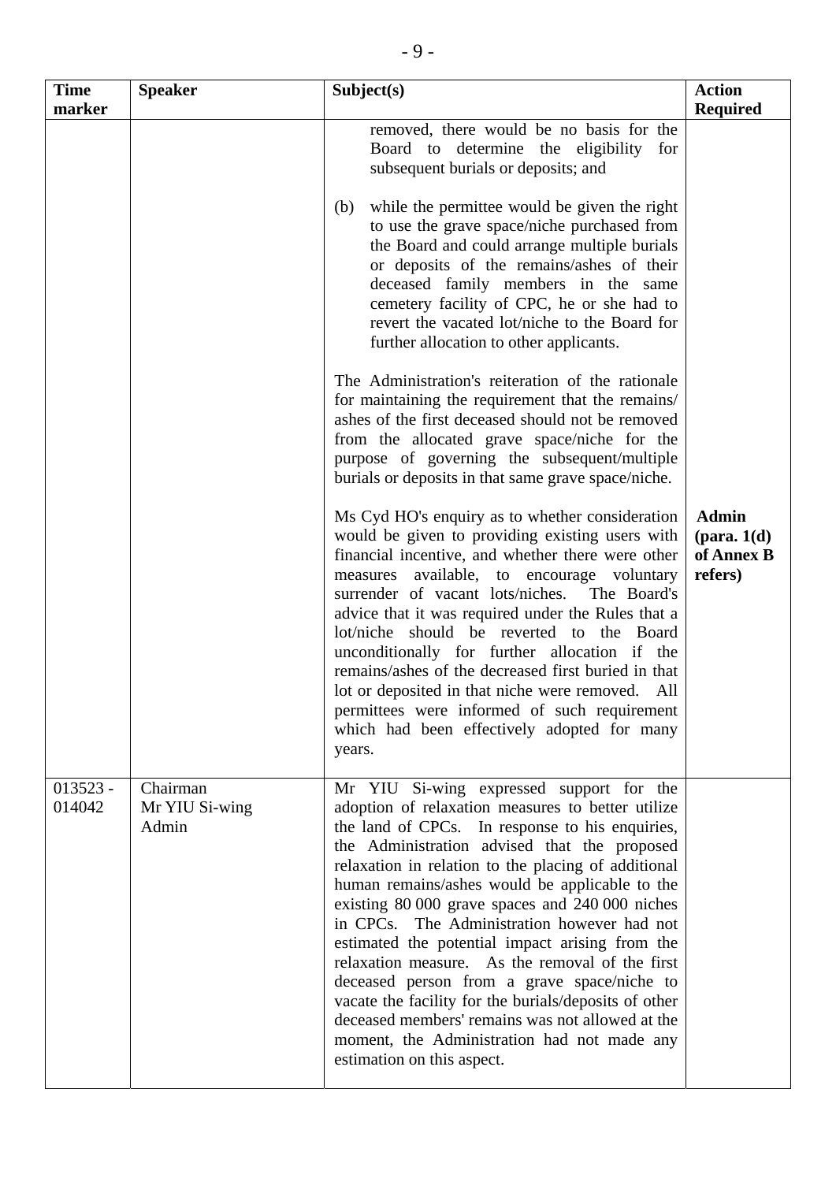| Time marker | Speaker | Subject(s) | Action Required |
|---|---|---|---|
| | | removed, there would be no basis for the Board to determine the eligibility for subsequent burials or deposits; and<br><br>(b) while the permittee would be given the right to use the grave space/niche purchased from the Board and could arrange multiple burials or deposits of the remains/ashes of their deceased family members in the same cemetery facility of CPC, he or she had to revert the vacated lot/niche to the Board for further allocation to other applicants.<br><br>The Administration's reiteration of the rationale for maintaining the requirement that the remains/ ashes of the first deceased should not be removed from the allocated grave space/niche for the purpose of governing the subsequent/multiple burials or deposits in that same grave space/niche.<br><br>Ms Cyd HO's enquiry as to whether consideration would be given to providing existing users with financial incentive, and whether there were other measures available, to encourage voluntary surrender of vacant lots/niches. The Board's advice that it was required under the Rules that a lot/niche should be reverted to the Board unconditionally for further allocation if the remains/ashes of the decreased first buried in that lot or deposited in that niche were removed. All permittees were informed of such requirement which had been effectively adopted for many years. | **Admin (para. 1(d) of Annex B refers)** |
| 013523 - 014042 | Chairman<br>Mr YIU Si-wing<br>Admin | Mr YIU Si-wing expressed support for the adoption of relaxation measures to better utilize the land of CPCs. In response to his enquiries, the Administration advised that the proposed relaxation in relation to the placing of additional human remains/ashes would be applicable to the existing 80 000 grave spaces and 240 000 niches in CPCs. The Administration however had not estimated the potential impact arising from the relaxation measure. As the removal of the first deceased person from a grave space/niche to vacate the facility for the burials/deposits of other deceased members' remains was not allowed at the moment, the Administration had not made any estimation on this aspect. | |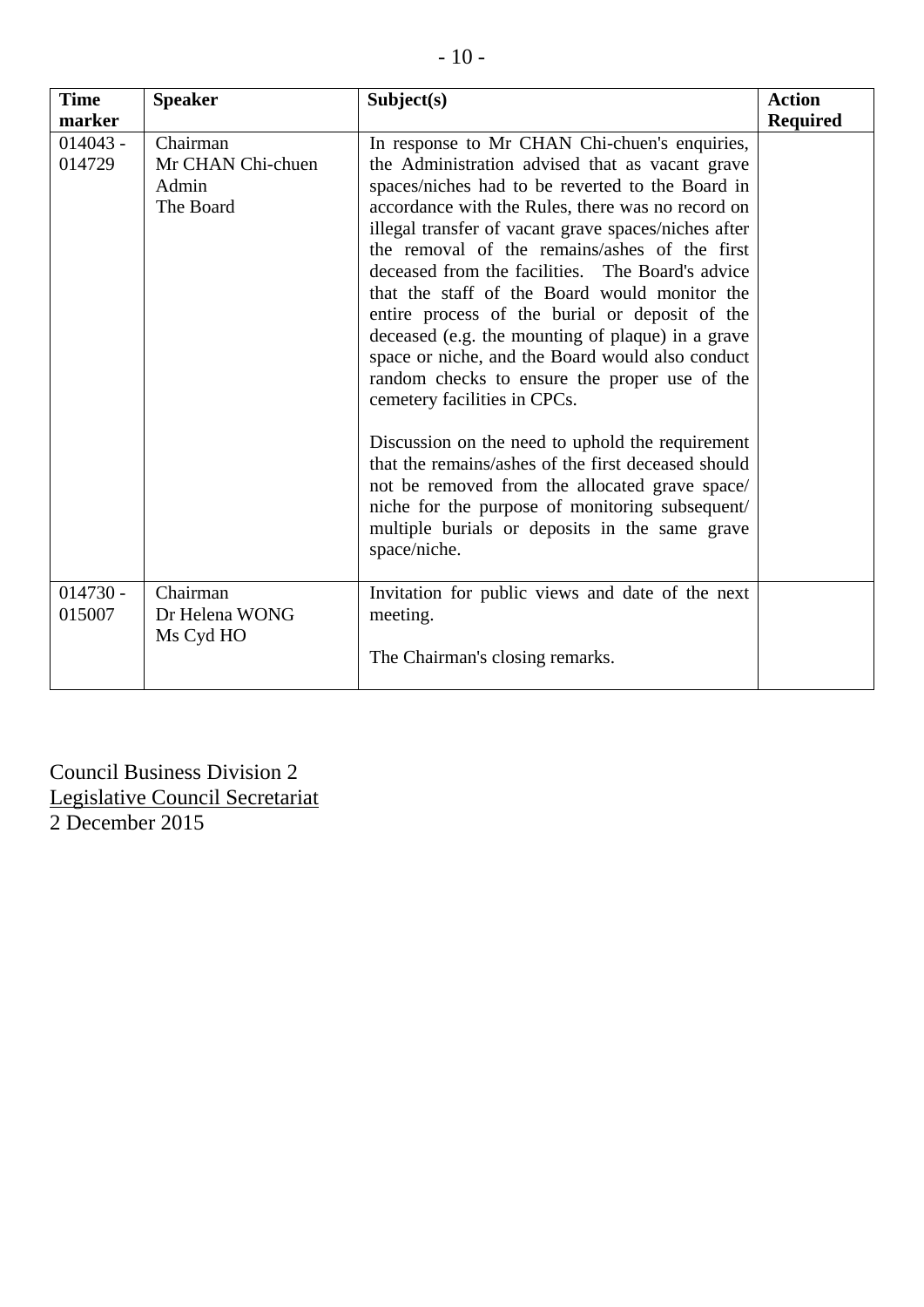| Time marker | Speaker | Subject(s) | Action Required |
|---|---|---|---|
| 014043 - 014729 | Chairman<br>Mr CHAN Chi-chuen<br>Admin<br>The Board | In response to Mr CHAN Chi-chuen's enquiries, the Administration advised that as vacant grave spaces/niches had to be reverted to the Board in accordance with the Rules, there was no record on illegal transfer of vacant grave spaces/niches after the removal of the remains/ashes of the first deceased from the facilities. The Board's advice that the staff of the Board would monitor the entire process of the burial or deposit of the deceased (e.g. the mounting of plaque) in a grave space or niche, and the Board would also conduct random checks to ensure the proper use of the cemetery facilities in CPCs.<br><br>Discussion on the need to uphold the requirement that the remains/ashes of the first deceased should not be removed from the allocated grave space/ niche for the purpose of monitoring subsequent/ multiple burials or deposits in the same grave space/niche. | |
| 014730 - 015007 | Chairman<br>Dr Helena WONG<br>Ms Cyd HO | Invitation for public views and date of the next meeting.<br><br>The Chairman's closing remarks. | |

Council Business Division 2
Legislative Council Secretariat
2 December 2015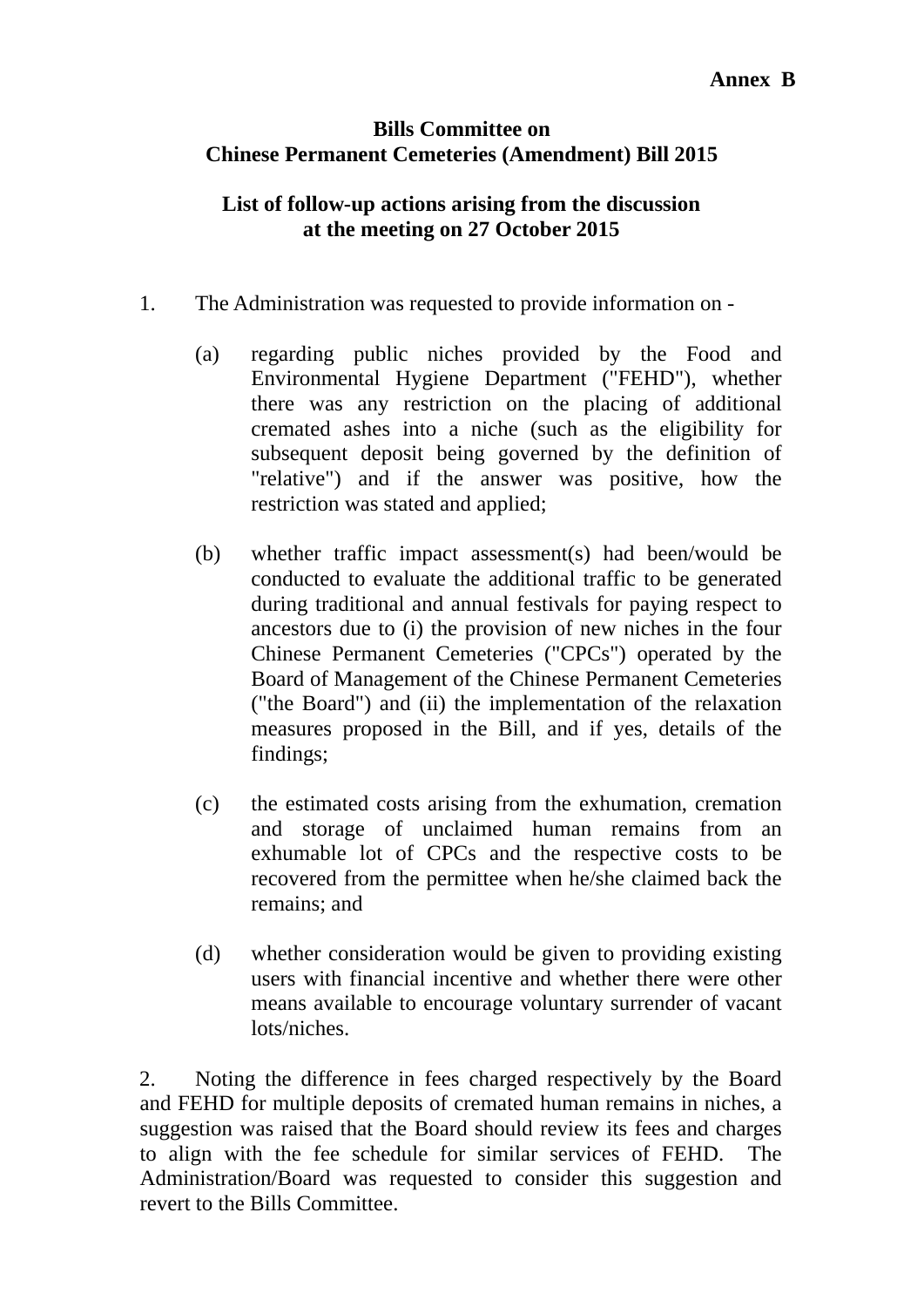**Annex B**

**Bills Committee on**
**Chinese Permanent Cemeteries (Amendment) Bill 2015**

**List of follow-up actions arising from the discussion at the meeting on 27 October 2015**

1. The Administration was requested to provide information on -

   (a) regarding public niches provided by the Food and Environmental Hygiene Department ("FEHD"), whether there was any restriction on the placing of additional cremated ashes into a niche (such as the eligibility for subsequent deposit being governed by the definition of "relative") and if the answer was positive, how the restriction was stated and applied;

   (b) whether traffic impact assessment(s) had been/would be conducted to evaluate the additional traffic to be generated during traditional and annual festivals for paying respect to ancestors due to (i) the provision of new niches in the four Chinese Permanent Cemeteries ("CPCs") operated by the Board of Management of the Chinese Permanent Cemeteries ("the Board") and (ii) the implementation of the relaxation measures proposed in the Bill, and if yes, details of the findings;

   (c) the estimated costs arising from the exhumation, cremation and storage of unclaimed human remains from an exhumable lot of CPCs and the respective costs to be recovered from the permittee when he/she claimed back the remains; and

   (d) whether consideration would be given to providing existing users with financial incentive and whether there were other means available to encourage voluntary surrender of vacant lots/niches.

2. Noting the difference in fees charged respectively by the Board and FEHD for multiple deposits of cremated human remains in niches, a suggestion was raised that the Board should review its fees and charges to align with the fee schedule for similar services of FEHD. The Administration/Board was requested to consider this suggestion and revert to the Bills Committee.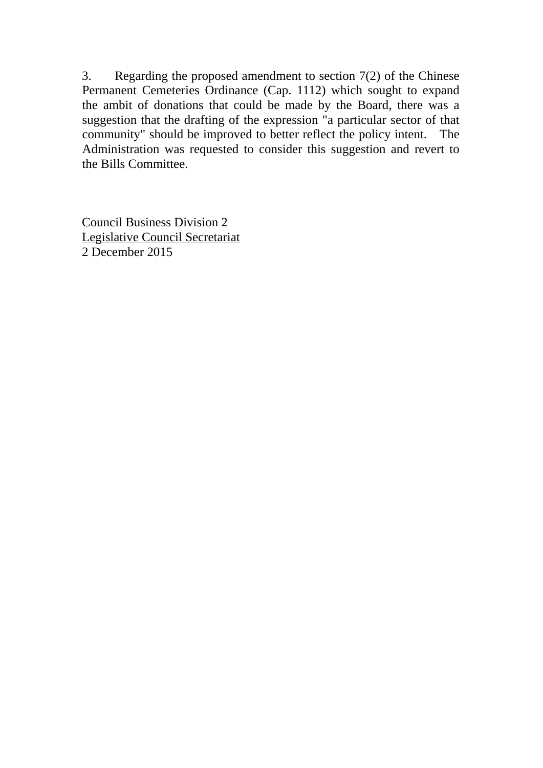3. Regarding the proposed amendment to section 7(2) of the Chinese Permanent Cemeteries Ordinance (Cap. 1112) which sought to expand the ambit of donations that could be made by the Board, there was a suggestion that the drafting of the expression "a particular sector of that community" should be improved to better reflect the policy intent. The Administration was requested to consider this suggestion and revert to the Bills Committee.

Council Business Division 2
Legislative Council Secretariat
2 December 2015